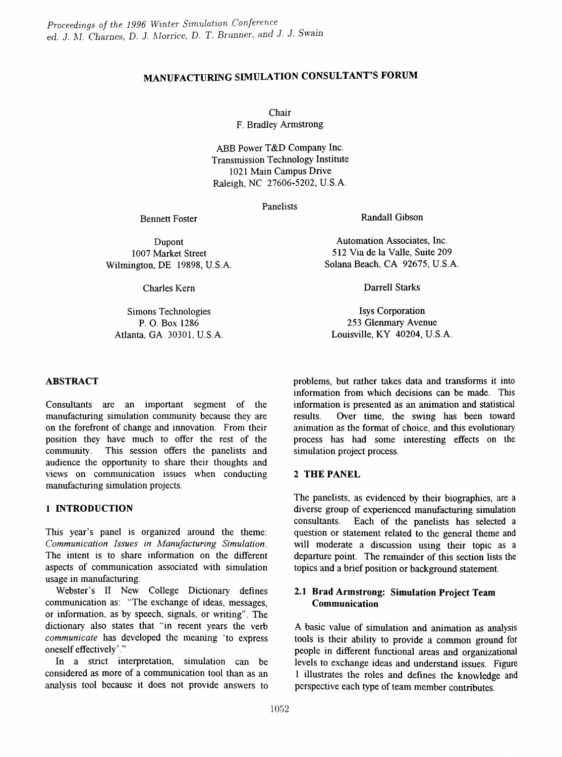# MANUFACTURING SIMULATION CONSULTANT'S FORUM

Chair
F. Bradley Armstrong

ABB Power T&D Company Inc.
Transmission Technology Institute
1021 Main Campus Drive
Raleigh, NC 27606-5202, U.S.A.

Panelists

Bennett Foster

Dupont
1007 Market Street
Wilmington, DE 19898, U.S.A.

Randall Gibson

Automation Associates, Inc.
512 Via de la Valle, Suite 209
Solana Beach, CA 92675, U.S.A.

Charles Kern

Simons Technologies
P. O. Box 1286
Atlanta, GA 30301, U.S.A.

Darrell Starks

Isys Corporation
253 Glenmary Avenue
Louisville, KY 40204, U.S.A.

## ABSTRACT

Consultants are an important segment of the manufacturing simulation community because they are on the forefront of change and innovation. From their position they have much to offer the rest of the community. This session offers the panelists and audience the opportunity to share their thoughts and views on communication issues when conducting manufacturing simulation projects.

## 1 INTRODUCTION

This year's panel is organized around the theme: *Communication Issues in Manufacturing Simulation*. The intent is to share information on the different aspects of communication associated with simulation usage in manufacturing.

Webster's II New College Dictionary defines communication as: "The exchange of ideas, messages, or information, as by speech, signals, or writing". The dictionary also states that "in recent years the verb *communicate* has developed the meaning 'to express oneself effectively'."

In a strict interpretation, simulation can be considered as more of a communication tool than as an analysis tool because it does not provide answers to problems, but rather takes data and transforms it into information from which decisions can be made. This information is presented as an animation and statistical results. Over time, the swing has been toward animation as the format of choice, and this evolutionary process has had some interesting effects on the simulation project process.

## 2 THE PANEL

The panelists, as evidenced by their biographies, are a diverse group of experienced manufacturing simulation consultants. Each of the panelists has selected a question or statement related to the general theme and will moderate a discussion using their topic as a departure point. The remainder of this section lists the topics and a brief position or background statement.

### 2.1 Brad Armstrong: Simulation Project Team Communication

A basic value of simulation and animation as analysis tools is their ability to provide a common ground for people in different functional areas and organizational levels to exchange ideas and understand issues. Figure 1 illustrates the roles and defines the knowledge and perspective each type of team member contributes.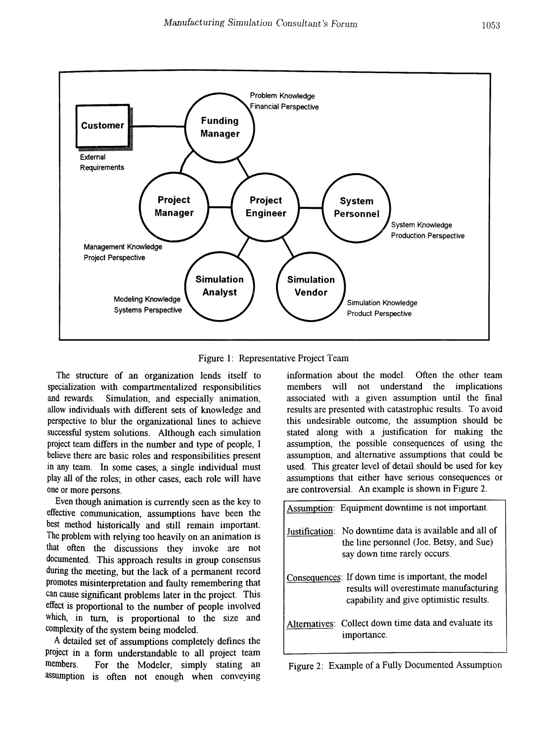Figure 1: Representative Project Team

The structure of an organization lends itself to specialization with compartmentalized responsibilities and rewards. Simulation, and especially animation, allow individuals with different sets of knowledge and perspective to blur the organizational lines to achieve successful system solutions. Although each simulation project team differs in the number and type of people, I believe there are basic roles and responsibilities present in any team. In some cases, a single individual must play all of the roles; in other cases, each role will have one or more persons.

Even though animation is currently seen as the key to effective communication, assumptions have been the best method historically and still remain important. The problem with relying too heavily on an animation is that often the discussions they invoke are not documented. This approach results in group consensus during the meeting, but the lack of a permanent record promotes misinterpretation and faulty remembering that can cause significant problems later in the project. This effect is proportional to the number of people involved which, in turn, is proportional to the size and complexity of the system being modeled.

A detailed set of assumptions completely defines the project in a form understandable to all project team members. For the Modeler, simply stating an assumption is often not enough when conveying information about the model. Often the other team members will not understand the implications associated with a given assumption until the final results are presented with catastrophic results. To avoid this undesirable outcome, the assumption should be stated along with a justification for making the assumption, the possible consequences of using the assumption, and alternative assumptions that could be used. This greater level of detail should be used for key assumptions that either have serious consequences or are controversial. An example is shown in Figure 2.

| | |
|---|---|
| Assumption: | Equipment downtime is not important. |
| Justification: | No downtime data is available and all of the line personnel (Joe, Betsy, and Sue) say down time rarely occurs. |
| Consequences: | If down time is important, the model results will overestimate manufacturing capability and give optimistic results. |
| Alternatives: | Collect down time data and evaluate its importance. |

Figure 2: Example of a Fully Documented Assumption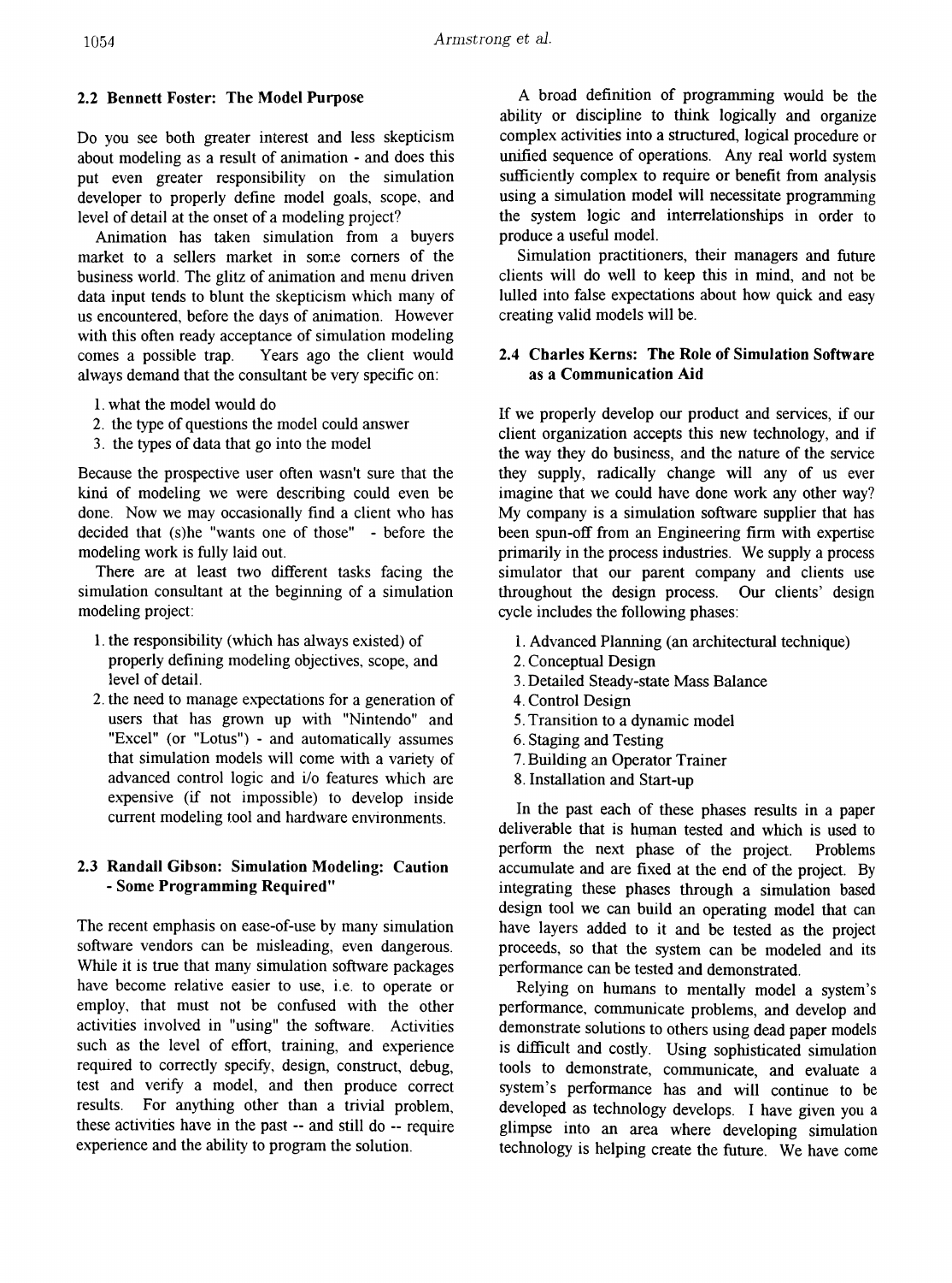### 2.2 Bennett Foster: The Model Purpose

Do you see both greater interest and less skepticism about modeling as a result of animation - and does this put even greater responsibility on the simulation developer to properly define model goals, scope, and level of detail at the onset of a modeling project?

Animation has taken simulation from a buyers market to a sellers market in some corners of the business world. The glitz of animation and menu driven data input tends to blunt the skepticism which many of us encountered, before the days of animation. However with this often ready acceptance of simulation modeling comes a possible trap. Years ago the client would always demand that the consultant be very specific on:

1. what the model would do
2. the type of questions the model could answer
3. the types of data that go into the model

Because the prospective user often wasn't sure that the kind of modeling we were describing could even be done. Now we may occasionally find a client who has decided that (s)he "wants one of those" - before the modeling work is fully laid out.

There are at least two different tasks facing the simulation consultant at the beginning of a simulation modeling project:

1. the responsibility (which has always existed) of properly defining modeling objectives, scope, and level of detail.
2. the need to manage expectations for a generation of users that has grown up with "Nintendo" and "Excel" (or "Lotus") - and automatically assumes that simulation models will come with a variety of advanced control logic and i/o features which are expensive (if not impossible) to develop inside current modeling tool and hardware environments.

### 2.3 Randall Gibson: Simulation Modeling: Caution - Some Programming Required"

The recent emphasis on ease-of-use by many simulation software vendors can be misleading, even dangerous. While it is true that many simulation software packages have become relative easier to use, i.e. to operate or employ, that must not be confused with the other activities involved in "using" the software. Activities such as the level of effort, training, and experience required to correctly specify, design, construct, debug, test and verify a model, and then produce correct results. For anything other than a trivial problem, these activities have in the past -- and still do -- require experience and the ability to program the solution.

A broad definition of programming would be the ability or discipline to think logically and organize complex activities into a structured, logical procedure or unified sequence of operations. Any real world system sufficiently complex to require or benefit from analysis using a simulation model will necessitate programming the system logic and interrelationships in order to produce a useful model.

Simulation practitioners, their managers and future clients will do well to keep this in mind, and not be lulled into false expectations about how quick and easy creating valid models will be.

### 2.4 Charles Kerns: The Role of Simulation Software as a Communication Aid

If we properly develop our product and services, if our client organization accepts this new technology, and if the way they do business, and the nature of the service they supply, radically change will any of us ever imagine that we could have done work any other way? My company is a simulation software supplier that has been spun-off from an Engineering firm with expertise primarily in the process industries. We supply a process simulator that our parent company and clients use throughout the design process. Our clients' design cycle includes the following phases:

1. Advanced Planning (an architectural technique)
2. Conceptual Design
3. Detailed Steady-state Mass Balance
4. Control Design
5. Transition to a dynamic model
6. Staging and Testing
7. Building an Operator Trainer
8. Installation and Start-up

In the past each of these phases results in a paper deliverable that is human tested and which is used to perform the next phase of the project. Problems accumulate and are fixed at the end of the project. By integrating these phases through a simulation based design tool we can build an operating model that can have layers added to it and be tested as the project proceeds, so that the system can be modeled and its performance can be tested and demonstrated.

Relying on humans to mentally model a system's performance, communicate problems, and develop and demonstrate solutions to others using dead paper models is difficult and costly. Using sophisticated simulation tools to demonstrate, communicate, and evaluate a system's performance has and will continue to be developed as technology develops. I have given you a glimpse into an area where developing simulation technology is helping create the future. We have come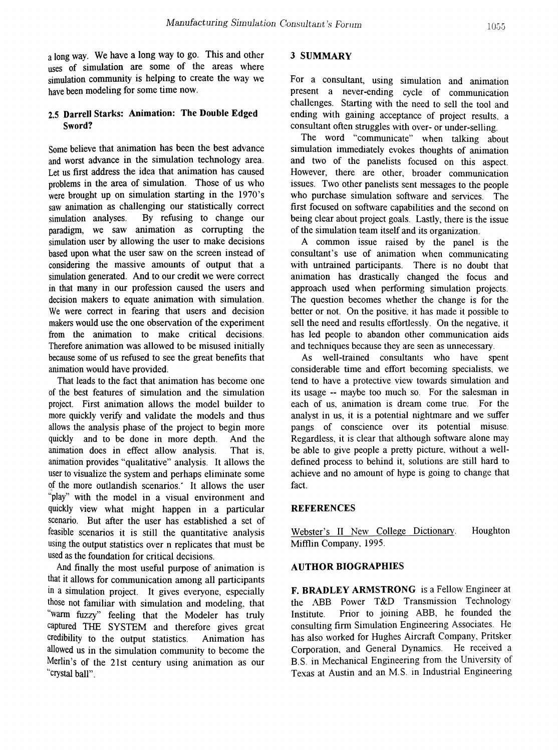a long way. We have a long way to go. This and other uses of simulation are some of the areas where simulation community is helping to create the way we have been modeling for some time now.

### 2.5 Darrell Starks: Animation: The Double Edged Sword?

Some believe that animation has been the best advance and worst advance in the simulation technology area. Let us first address the idea that animation has caused problems in the area of simulation. Those of us who were brought up on simulation starting in the 1970's saw animation as challenging our statistically correct simulation analyses. By refusing to change our paradigm, we saw animation as corrupting the simulation user by allowing the user to make decisions based upon what the user saw on the screen instead of considering the massive amounts of output that a simulation generated. And to our credit we were correct in that many in our profession caused the users and decision makers to equate animation with simulation. We were correct in fearing that users and decision makers would use the one observation of the experiment from the animation to make critical decisions. Therefore animation was allowed to be misused initially because some of us refused to see the great benefits that animation would have provided.

That leads to the fact that animation has become one of the best features of simulation and the simulation project. First animation allows the model builder to more quickly verify and validate the models and thus allows the analysis phase of the project to begin more quickly and to be done in more depth. And the animation does in effect allow analysis. That is, animation provides "qualitative" analysis. It allows the user to visualize the system and perhaps eliminate some of the more outlandish scenarios. It allows the user "play" with the model in a visual environment and quickly view what might happen in a particular scenario. But after the user has established a set of feasible scenarios it is still the quantitative analysis using the output statistics over n replicates that must be used as the foundation for critical decisions.

And finally the most useful purpose of animation is that it allows for communication among all participants in a simulation project. It gives everyone, especially those not familiar with simulation and modeling, that "warm fuzzy" feeling that the Modeler has truly captured THE SYSTEM and therefore gives great credibility to the output statistics. Animation has allowed us in the simulation community to become the Merlin's of the 21st century using animation as our "crystal ball".

## 3 SUMMARY

For a consultant, using simulation and animation present a never-ending cycle of communication challenges. Starting with the need to sell the tool and ending with gaining acceptance of project results, a consultant often struggles with over- or under-selling.

The word "communicate" when talking about simulation immediately evokes thoughts of animation and two of the panelists focused on this aspect. However, there are other, broader communication issues. Two other panelists sent messages to the people who purchase simulation software and services. The first focused on software capabilities and the second on being clear about project goals. Lastly, there is the issue of the simulation team itself and its organization.

A common issue raised by the panel is the consultant's use of animation when communicating with untrained participants. There is no doubt that animation has drastically changed the focus and approach used when performing simulation projects. The question becomes whether the change is for the better or not. On the positive, it has made it possible to sell the need and results effortlessly. On the negative, it has led people to abandon other communication aids and techniques because they are seen as unnecessary.

As well-trained consultants who have spent considerable time and effort becoming specialists, we tend to have a protective view towards simulation and its usage -- maybe too much so. For the salesman in each of us, animation is dream come true. For the analyst in us, it is a potential nightmare and we suffer pangs of conscience over its potential misuse. Regardless, it is clear that although software alone may be able to give people a pretty picture, without a well-defined process to behind it, solutions are still hard to achieve and no amount of hype is going to change that fact.

## REFERENCES

Webster's II New College Dictionary. Houghton Mifflin Company, 1995.

## AUTHOR BIOGRAPHIES

**F. BRADLEY ARMSTRONG** is a Fellow Engineer at the ABB Power T&D Transmission Technology Institute. Prior to joining ABB, he founded the consulting firm Simulation Engineering Associates. He has also worked for Hughes Aircraft Company, Pritsker Corporation, and General Dynamics. He received a B.S. in Mechanical Engineering from the University of Texas at Austin and an M.S. in Industrial Engineering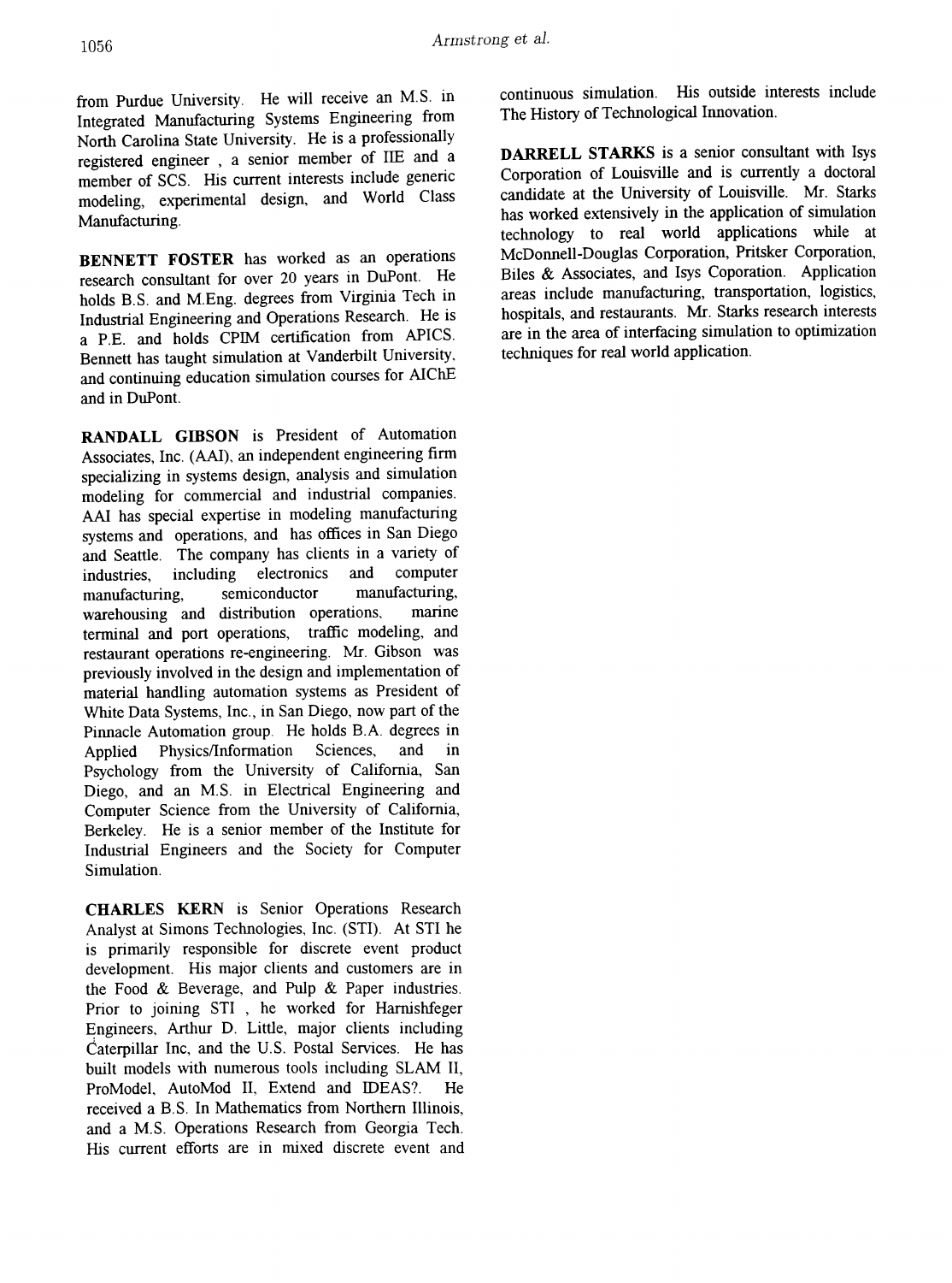from Purdue University. He will receive an M.S. in Integrated Manufacturing Systems Engineering from North Carolina State University. He is a professionally registered engineer , a senior member of IIE and a member of SCS. His current interests include generic modeling, experimental design, and World Class Manufacturing.

**BENNETT FOSTER** has worked as an operations research consultant for over 20 years in DuPont. He holds B.S. and M.Eng. degrees from Virginia Tech in Industrial Engineering and Operations Research. He is a P.E. and holds CPIM certification from APICS. Bennett has taught simulation at Vanderbilt University, and continuing education simulation courses for AIChE and in DuPont.

**RANDALL GIBSON** is President of Automation Associates, Inc. (AAI), an independent engineering firm specializing in systems design, analysis and simulation modeling for commercial and industrial companies. AAI has special expertise in modeling manufacturing systems and operations, and has offices in San Diego and Seattle. The company has clients in a variety of industries, including electronics and computer manufacturing, semiconductor manufacturing, warehousing and distribution operations, marine terminal and port operations, traffic modeling, and restaurant operations re-engineering. Mr. Gibson was previously involved in the design and implementation of material handling automation systems as President of White Data Systems, Inc., in San Diego, now part of the Pinnacle Automation group. He holds B.A. degrees in Applied Physics/Information Sciences, and in Psychology from the University of California, San Diego, and an M.S. in Electrical Engineering and Computer Science from the University of California, Berkeley. He is a senior member of the Institute for Industrial Engineers and the Society for Computer Simulation.

**CHARLES KERN** is Senior Operations Research Analyst at Simons Technologies, Inc. (STI). At STI he is primarily responsible for discrete event product development. His major clients and customers are in the Food & Beverage, and Pulp & Paper industries. Prior to joining STI , he worked for Harnishfeger Engineers, Arthur D. Little, major clients including Caterpillar Inc, and the U.S. Postal Services. He has built models with numerous tools including SLAM II, ProModel, AutoMod II, Extend and IDEAS?. He received a B.S. In Mathematics from Northern Illinois, and a M.S. Operations Research from Georgia Tech. His current efforts are in mixed discrete event and continuous simulation. His outside interests include The History of Technological Innovation.

**DARRELL STARKS** is a senior consultant with Isys Corporation of Louisville and is currently a doctoral candidate at the University of Louisville. Mr. Starks has worked extensively in the application of simulation technology to real world applications while at McDonnell-Douglas Corporation, Pritsker Corporation, Biles & Associates, and Isys Coporation. Application areas include manufacturing, transportation, logistics, hospitals, and restaurants. Mr. Starks research interests are in the area of interfacing simulation to optimization techniques for real world application.